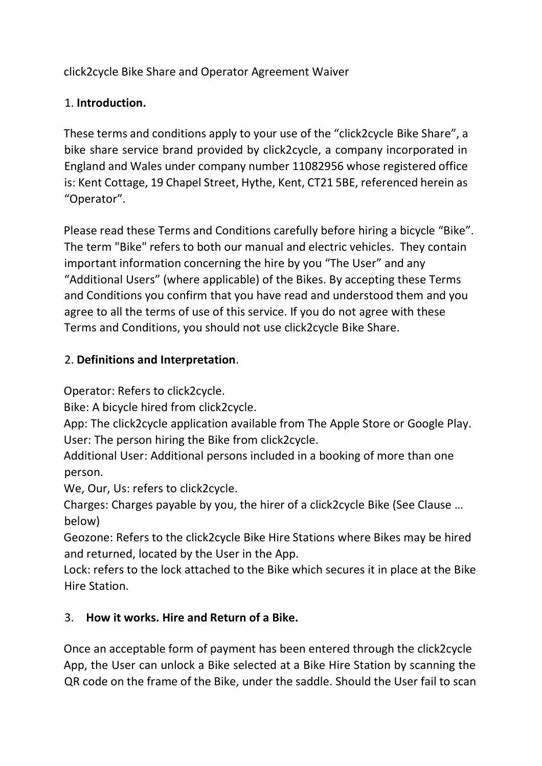click2cycle Bike Share and Operator Agreement Waiver

## 1. **Introduction.**

These terms and conditions apply to your use of the "click2cycle Bike Share", a bike share service brand provided by click2cycle, a company incorporated in England and Wales under company number 11082956 whose registered office is: Kent Cottage, 19 Chapel Street, Hythe, Kent, CT21 5BE, referenced herein as "Operator".

Please read these Terms and Conditions carefully before hiring a bicycle "Bike". The term "Bike" refers to both our manual and electric vehicles. They contain important information concerning the hire by you "The User" and any "Additional Users" (where applicable) of the Bikes. By accepting these Terms and Conditions you confirm that you have read and understood them and you agree to all the terms of use of this service. If you do not agree with these Terms and Conditions, you should not use click2cycle Bike Share.

## 2. **Definitions and Interpretation**.

Operator: Refers to click2cycle.
Bike: A bicycle hired from click2cycle.
App: The click2cycle application available from The Apple Store or Google Play.
User: The person hiring the Bike from click2cycle.
Additional User: Additional persons included in a booking of more than one person.
We, Our, Us: refers to click2cycle.
Charges: Charges payable by you, the hirer of a click2cycle Bike (See Clause … below)
Geozone: Refers to the click2cycle Bike Hire Stations where Bikes may be hired and returned, located by the User in the App.
Lock: refers to the lock attached to the Bike which secures it in place at the Bike Hire Station.

## 3. **How it works. Hire and Return of a Bike.**

Once an acceptable form of payment has been entered through the click2cycle App, the User can unlock a Bike selected at a Bike Hire Station by scanning the QR code on the frame of the Bike, under the saddle. Should the User fail to scan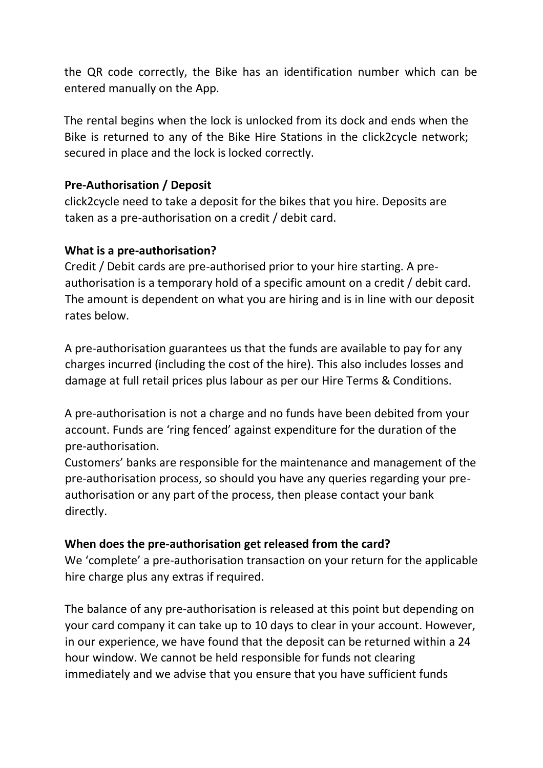the QR code correctly, the Bike has an identification number which can be entered manually on the App.

The rental begins when the lock is unlocked from its dock and ends when the Bike is returned to any of the Bike Hire Stations in the click2cycle network; secured in place and the lock is locked correctly.

**Pre-Authorisation / Deposit**

click2cycle need to take a deposit for the bikes that you hire. Deposits are taken as a pre-authorisation on a credit / debit card.

**What is a pre-authorisation?**

Credit / Debit cards are pre-authorised prior to your hire starting. A pre-authorisation is a temporary hold of a specific amount on a credit / debit card. The amount is dependent on what you are hiring and is in line with our deposit rates below.

A pre-authorisation guarantees us that the funds are available to pay for any charges incurred (including the cost of the hire). This also includes losses and damage at full retail prices plus labour as per our Hire Terms & Conditions.

A pre-authorisation is not a charge and no funds have been debited from your account. Funds are 'ring fenced' against expenditure for the duration of the pre-authorisation.

Customers' banks are responsible for the maintenance and management of the pre-authorisation process, so should you have any queries regarding your pre-authorisation or any part of the process, then please contact your bank directly.

**When does the pre-authorisation get released from the card?**

We 'complete' a pre-authorisation transaction on your return for the applicable hire charge plus any extras if required.

The balance of any pre-authorisation is released at this point but depending on your card company it can take up to 10 days to clear in your account. However, in our experience, we have found that the deposit can be returned within a 24 hour window. We cannot be held responsible for funds not clearing immediately and we advise that you ensure that you have sufficient funds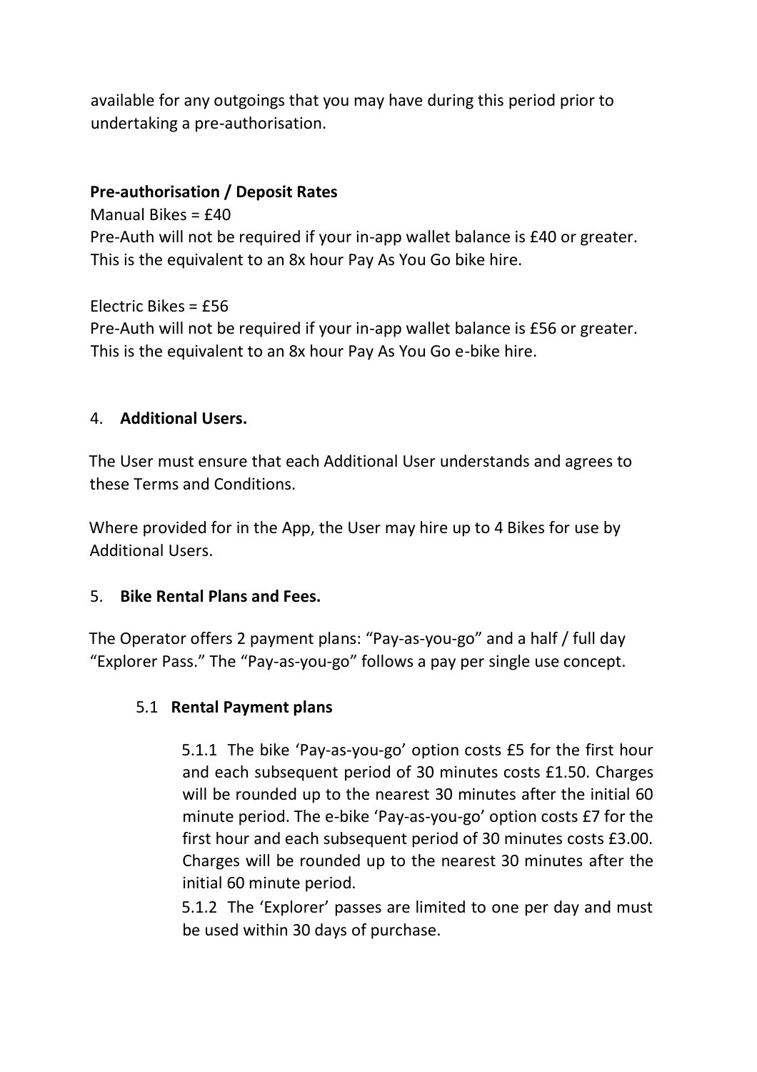available for any outgoings that you may have during this period prior to undertaking a pre-authorisation.

**Pre-authorisation / Deposit Rates**

Manual Bikes = £40
Pre-Auth will not be required if your in-app wallet balance is £40 or greater. This is the equivalent to an 8x hour Pay As You Go bike hire.

Electric Bikes = £56
Pre-Auth will not be required if your in-app wallet balance is £56 or greater. This is the equivalent to an 8x hour Pay As You Go e-bike hire.

## 4. **Additional Users.**

The User must ensure that each Additional User understands and agrees to these Terms and Conditions.

Where provided for in the App, the User may hire up to 4 Bikes for use by Additional Users.

## 5. **Bike Rental Plans and Fees.**

The Operator offers 2 payment plans: “Pay-as-you-go” and a half / full day “Explorer Pass.” The “Pay-as-you-go” follows a pay per single use concept.

### 5.1 **Rental Payment plans**

5.1.1 The bike ‘Pay-as-you-go’ option costs £5 for the first hour and each subsequent period of 30 minutes costs £1.50. Charges will be rounded up to the nearest 30 minutes after the initial 60 minute period. The e-bike ‘Pay-as-you-go’ option costs £7 for the first hour and each subsequent period of 30 minutes costs £3.00. Charges will be rounded up to the nearest 30 minutes after the initial 60 minute period.

5.1.2 The ‘Explorer’ passes are limited to one per day and must be used within 30 days of purchase.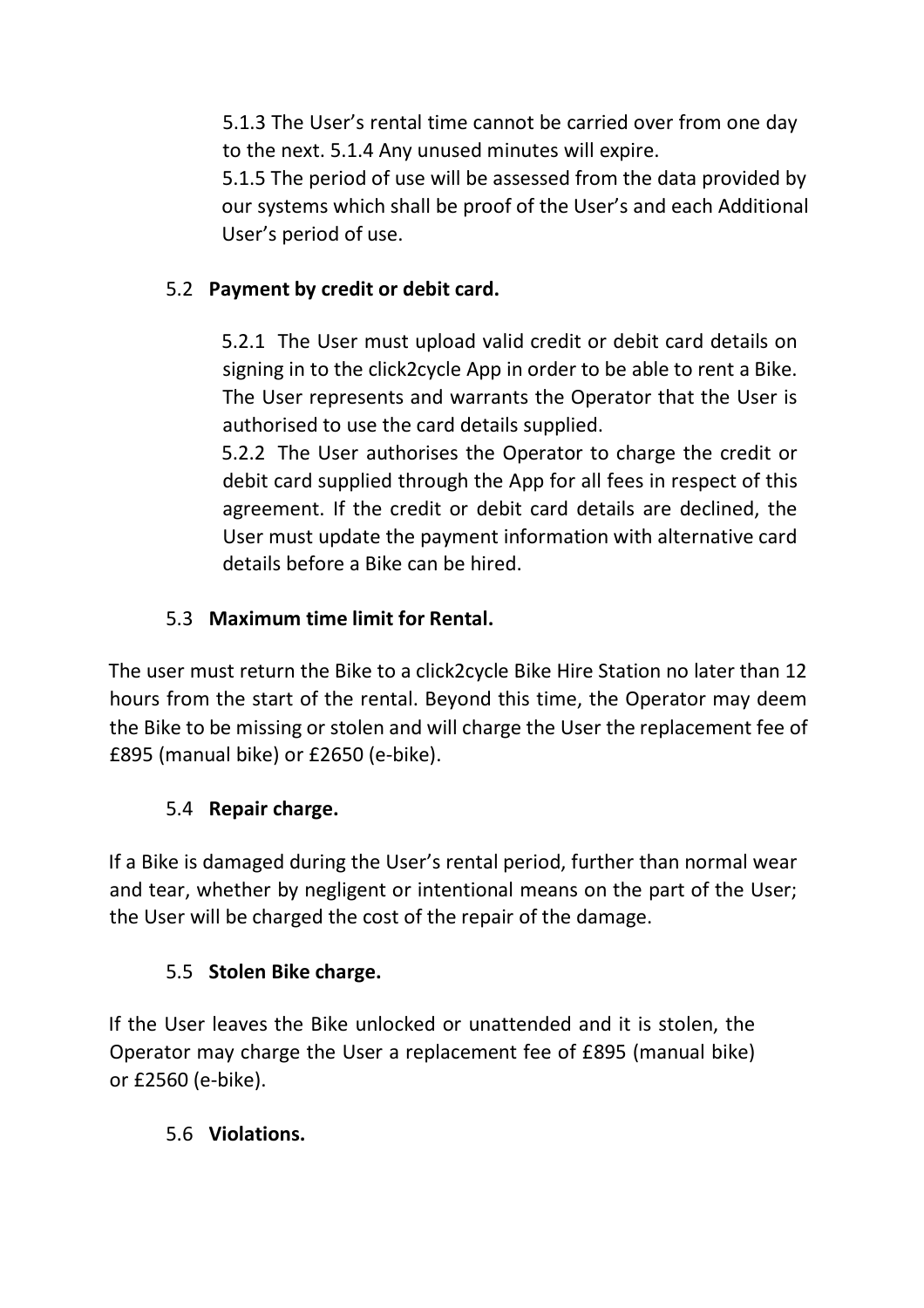5.1.3 The User's rental time cannot be carried over from one day to the next. 5.1.4 Any unused minutes will expire.

5.1.5 The period of use will be assessed from the data provided by our systems which shall be proof of the User's and each Additional User's period of use.

5.2 **Payment by credit or debit card.**

5.2.1 The User must upload valid credit or debit card details on signing in to the click2cycle App in order to be able to rent a Bike. The User represents and warrants the Operator that the User is authorised to use the card details supplied.

5.2.2 The User authorises the Operator to charge the credit or debit card supplied through the App for all fees in respect of this agreement. If the credit or debit card details are declined, the User must update the payment information with alternative card details before a Bike can be hired.

5.3 **Maximum time limit for Rental.**

The user must return the Bike to a click2cycle Bike Hire Station no later than 12 hours from the start of the rental. Beyond this time, the Operator may deem the Bike to be missing or stolen and will charge the User the replacement fee of £895 (manual bike) or £2650 (e-bike).

5.4 **Repair charge.**

If a Bike is damaged during the User's rental period, further than normal wear and tear, whether by negligent or intentional means on the part of the User; the User will be charged the cost of the repair of the damage.

5.5 **Stolen Bike charge.**

If the User leaves the Bike unlocked or unattended and it is stolen, the Operator may charge the User a replacement fee of £895 (manual bike) or £2560 (e-bike).

5.6 **Violations.**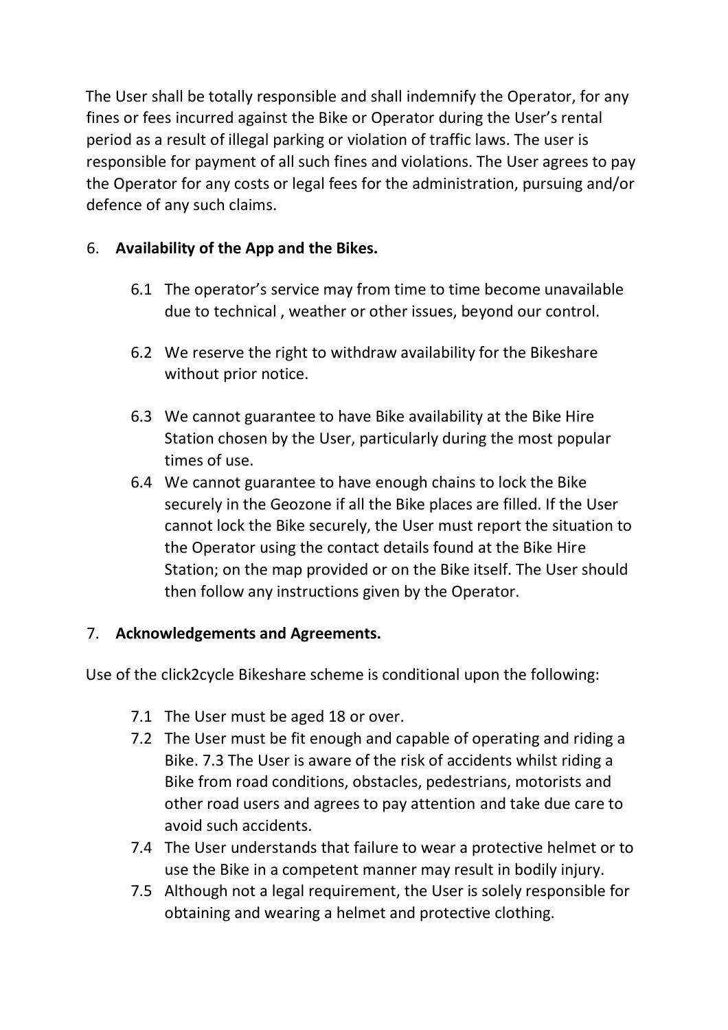The User shall be totally responsible and shall indemnify the Operator, for any fines or fees incurred against the Bike or Operator during the User's rental period as a result of illegal parking or violation of traffic laws. The user is responsible for payment of all such fines and violations. The User agrees to pay the Operator for any costs or legal fees for the administration, pursuing and/or defence of any such claims.

6. **Availability of the App and the Bikes.**

   6.1 The operator's service may from time to time become unavailable due to technical , weather or other issues, beyond our control.

   6.2 We reserve the right to withdraw availability for the Bikeshare without prior notice.

   6.3 We cannot guarantee to have Bike availability at the Bike Hire Station chosen by the User, particularly during the most popular times of use.

   6.4 We cannot guarantee to have enough chains to lock the Bike securely in the Geozone if all the Bike places are filled. If the User cannot lock the Bike securely, the User must report the situation to the Operator using the contact details found at the Bike Hire Station; on the map provided or on the Bike itself. The User should then follow any instructions given by the Operator.

7. **Acknowledgements and Agreements.**

Use of the click2cycle Bikeshare scheme is conditional upon the following:

   7.1 The User must be aged 18 or over.

   7.2 The User must be fit enough and capable of operating and riding a Bike. 7.3 The User is aware of the risk of accidents whilst riding a Bike from road conditions, obstacles, pedestrians, motorists and other road users and agrees to pay attention and take due care to avoid such accidents.

   7.4 The User understands that failure to wear a protective helmet or to use the Bike in a competent manner may result in bodily injury.

   7.5 Although not a legal requirement, the User is solely responsible for obtaining and wearing a helmet and protective clothing.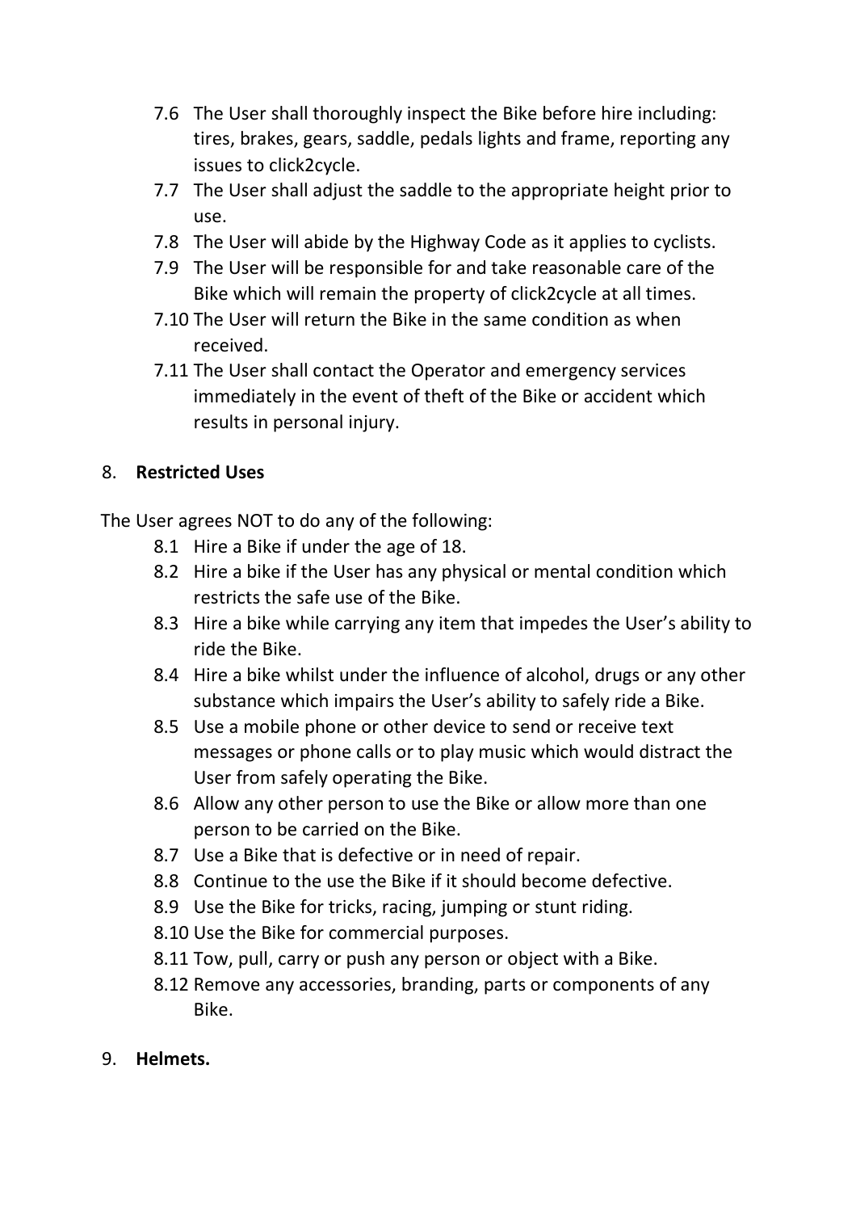7.6 The User shall thoroughly inspect the Bike before hire including: tires, brakes, gears, saddle, pedals lights and frame, reporting any issues to click2cycle.

7.7 The User shall adjust the saddle to the appropriate height prior to use.

7.8 The User will abide by the Highway Code as it applies to cyclists.

7.9 The User will be responsible for and take reasonable care of the Bike which will remain the property of click2cycle at all times.

7.10 The User will return the Bike in the same condition as when received.

7.11 The User shall contact the Operator and emergency services immediately in the event of theft of the Bike or accident which results in personal injury.

## 8. **Restricted Uses**

The User agrees NOT to do any of the following:

8.1 Hire a Bike if under the age of 18.

8.2 Hire a bike if the User has any physical or mental condition which restricts the safe use of the Bike.

8.3 Hire a bike while carrying any item that impedes the User's ability to ride the Bike.

8.4 Hire a bike whilst under the influence of alcohol, drugs or any other substance which impairs the User's ability to safely ride a Bike.

8.5 Use a mobile phone or other device to send or receive text messages or phone calls or to play music which would distract the User from safely operating the Bike.

8.6 Allow any other person to use the Bike or allow more than one person to be carried on the Bike.

8.7 Use a Bike that is defective or in need of repair.

8.8 Continue to the use the Bike if it should become defective.

8.9 Use the Bike for tricks, racing, jumping or stunt riding.

8.10 Use the Bike for commercial purposes.

8.11 Tow, pull, carry or push any person or object with a Bike.

8.12 Remove any accessories, branding, parts or components of any Bike.

## 9. **Helmets.**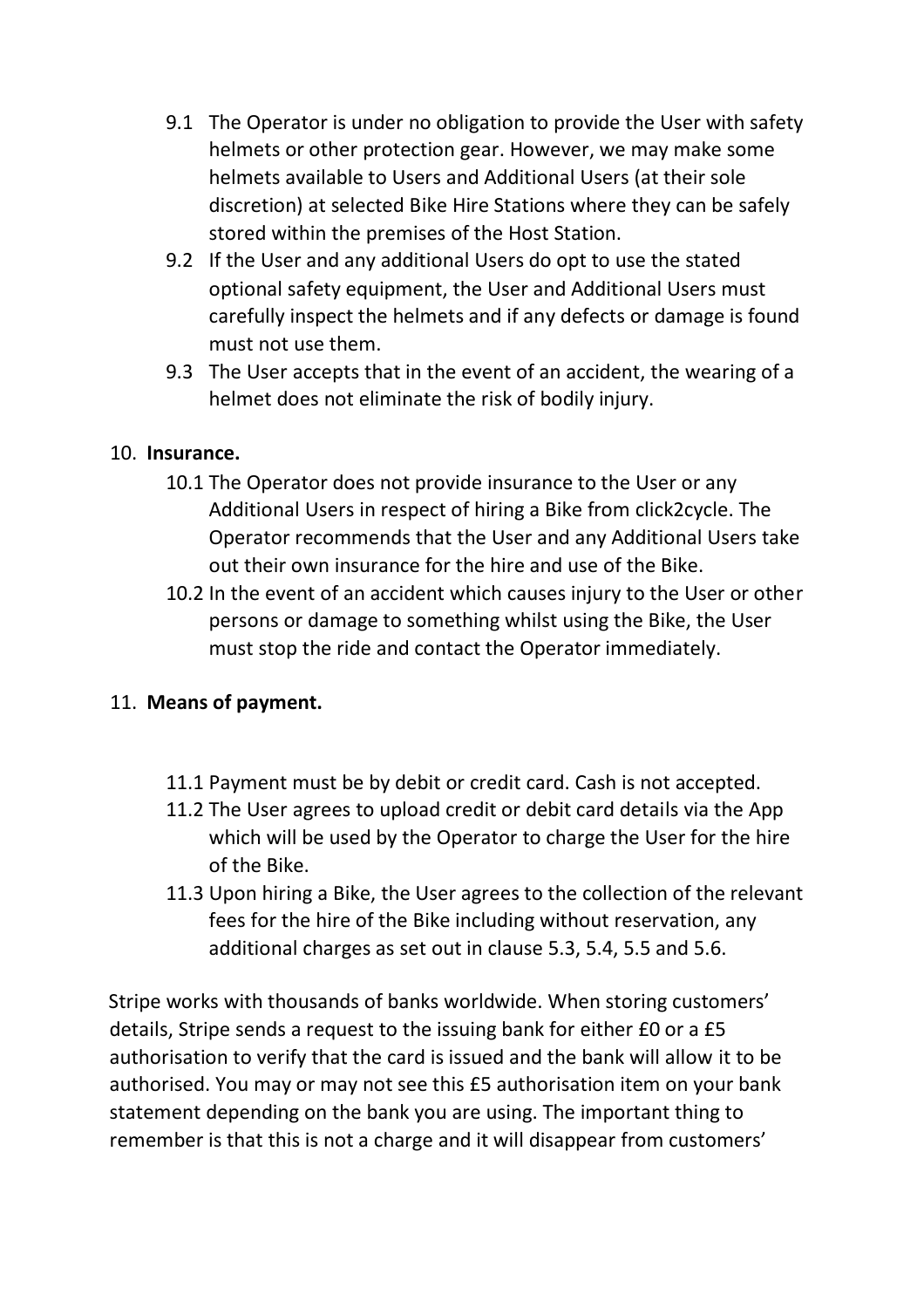9.1 The Operator is under no obligation to provide the User with safety helmets or other protection gear. However, we may make some helmets available to Users and Additional Users (at their sole discretion) at selected Bike Hire Stations where they can be safely stored within the premises of the Host Station.

9.2 If the User and any additional Users do opt to use the stated optional safety equipment, the User and Additional Users must carefully inspect the helmets and if any defects or damage is found must not use them.

9.3 The User accepts that in the event of an accident, the wearing of a helmet does not eliminate the risk of bodily injury.

10. **Insurance.**

10.1 The Operator does not provide insurance to the User or any Additional Users in respect of hiring a Bike from click2cycle. The Operator recommends that the User and any Additional Users take out their own insurance for the hire and use of the Bike.

10.2 In the event of an accident which causes injury to the User or other persons or damage to something whilst using the Bike, the User must stop the ride and contact the Operator immediately.

11. **Means of payment.**

11.1 Payment must be by debit or credit card. Cash is not accepted.

11.2 The User agrees to upload credit or debit card details via the App which will be used by the Operator to charge the User for the hire of the Bike.

11.3 Upon hiring a Bike, the User agrees to the collection of the relevant fees for the hire of the Bike including without reservation, any additional charges as set out in clause 5.3, 5.4, 5.5 and 5.6.

Stripe works with thousands of banks worldwide. When storing customers' details, Stripe sends a request to the issuing bank for either £0 or a £5 authorisation to verify that the card is issued and the bank will allow it to be authorised. You may or may not see this £5 authorisation item on your bank statement depending on the bank you are using. The important thing to remember is that this is not a charge and it will disappear from customers'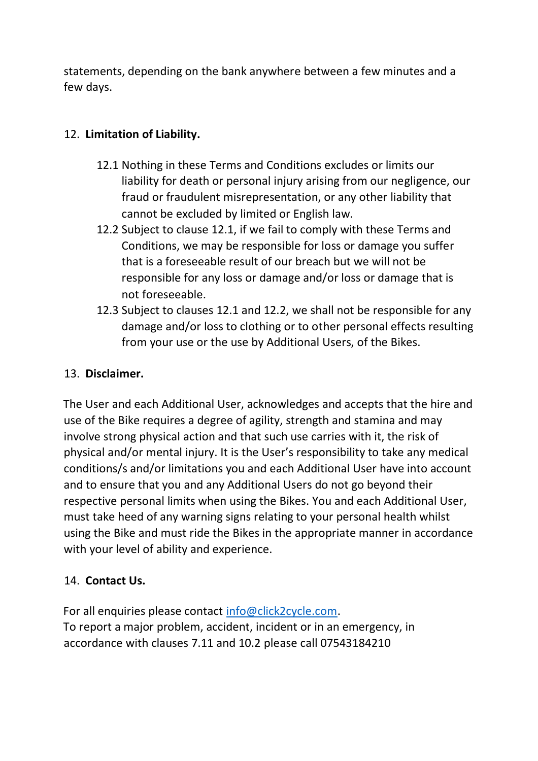statements, depending on the bank anywhere between a few minutes and a few days.

12. **Limitation of Liability.**

    12.1 Nothing in these Terms and Conditions excludes or limits our liability for death or personal injury arising from our negligence, our fraud or fraudulent misrepresentation, or any other liability that cannot be excluded by limited or English law.

    12.2 Subject to clause 12.1, if we fail to comply with these Terms and Conditions, we may be responsible for loss or damage you suffer that is a foreseeable result of our breach but we will not be responsible for any loss or damage and/or loss or damage that is not foreseeable.

    12.3 Subject to clauses 12.1 and 12.2, we shall not be responsible for any damage and/or loss to clothing or to other personal effects resulting from your use or the use by Additional Users, of the Bikes.

13. **Disclaimer.**

The User and each Additional User, acknowledges and accepts that the hire and use of the Bike requires a degree of agility, strength and stamina and may involve strong physical action and that such use carries with it, the risk of physical and/or mental injury. It is the User's responsibility to take any medical conditions/s and/or limitations you and each Additional User have into account and to ensure that you and any Additional Users do not go beyond their respective personal limits when using the Bikes. You and each Additional User, must take heed of any warning signs relating to your personal health whilst using the Bike and must ride the Bikes in the appropriate manner in accordance with your level of ability and experience.

14. **Contact Us.**

For all enquiries please contact info@click2cycle.com.
To report a major problem, accident, incident or in an emergency, in accordance with clauses 7.11 and 10.2 please call 07543184210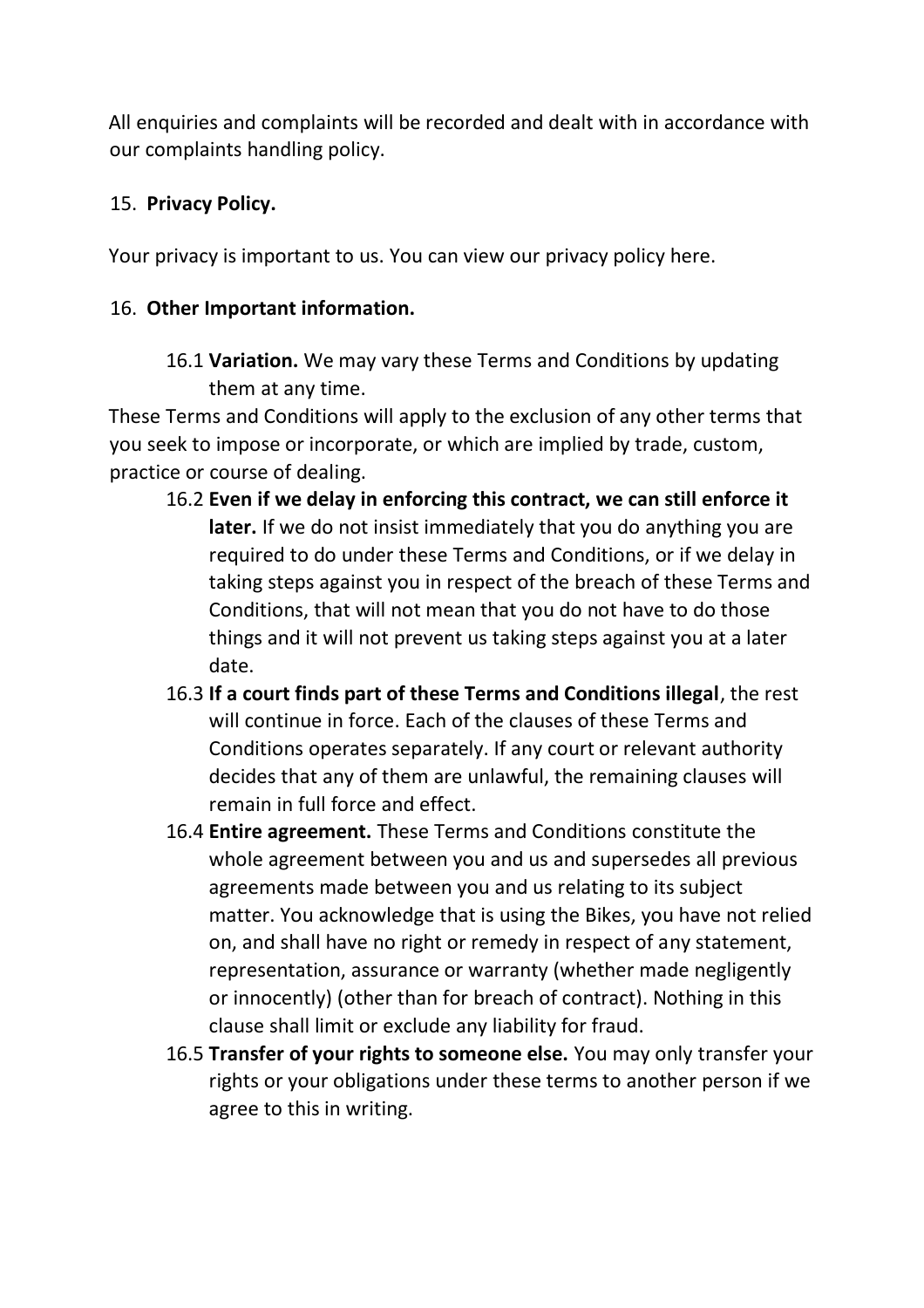All enquiries and complaints will be recorded and dealt with in accordance with our complaints handling policy.

15. **Privacy Policy.**

Your privacy is important to us. You can view our privacy policy here.

16. **Other Important information.**

16.1 **Variation.** We may vary these Terms and Conditions by updating them at any time.

These Terms and Conditions will apply to the exclusion of any other terms that you seek to impose or incorporate, or which are implied by trade, custom, practice or course of dealing.

16.2 **Even if we delay in enforcing this contract, we can still enforce it later.** If we do not insist immediately that you do anything you are required to do under these Terms and Conditions, or if we delay in taking steps against you in respect of the breach of these Terms and Conditions, that will not mean that you do not have to do those things and it will not prevent us taking steps against you at a later date.

16.3 **If a court finds part of these Terms and Conditions illegal**, the rest will continue in force. Each of the clauses of these Terms and Conditions operates separately. If any court or relevant authority decides that any of them are unlawful, the remaining clauses will remain in full force and effect.

16.4 **Entire agreement.** These Terms and Conditions constitute the whole agreement between you and us and supersedes all previous agreements made between you and us relating to its subject matter. You acknowledge that is using the Bikes, you have not relied on, and shall have no right or remedy in respect of any statement, representation, assurance or warranty (whether made negligently or innocently) (other than for breach of contract). Nothing in this clause shall limit or exclude any liability for fraud.

16.5 **Transfer of your rights to someone else.** You may only transfer your rights or your obligations under these terms to another person if we agree to this in writing.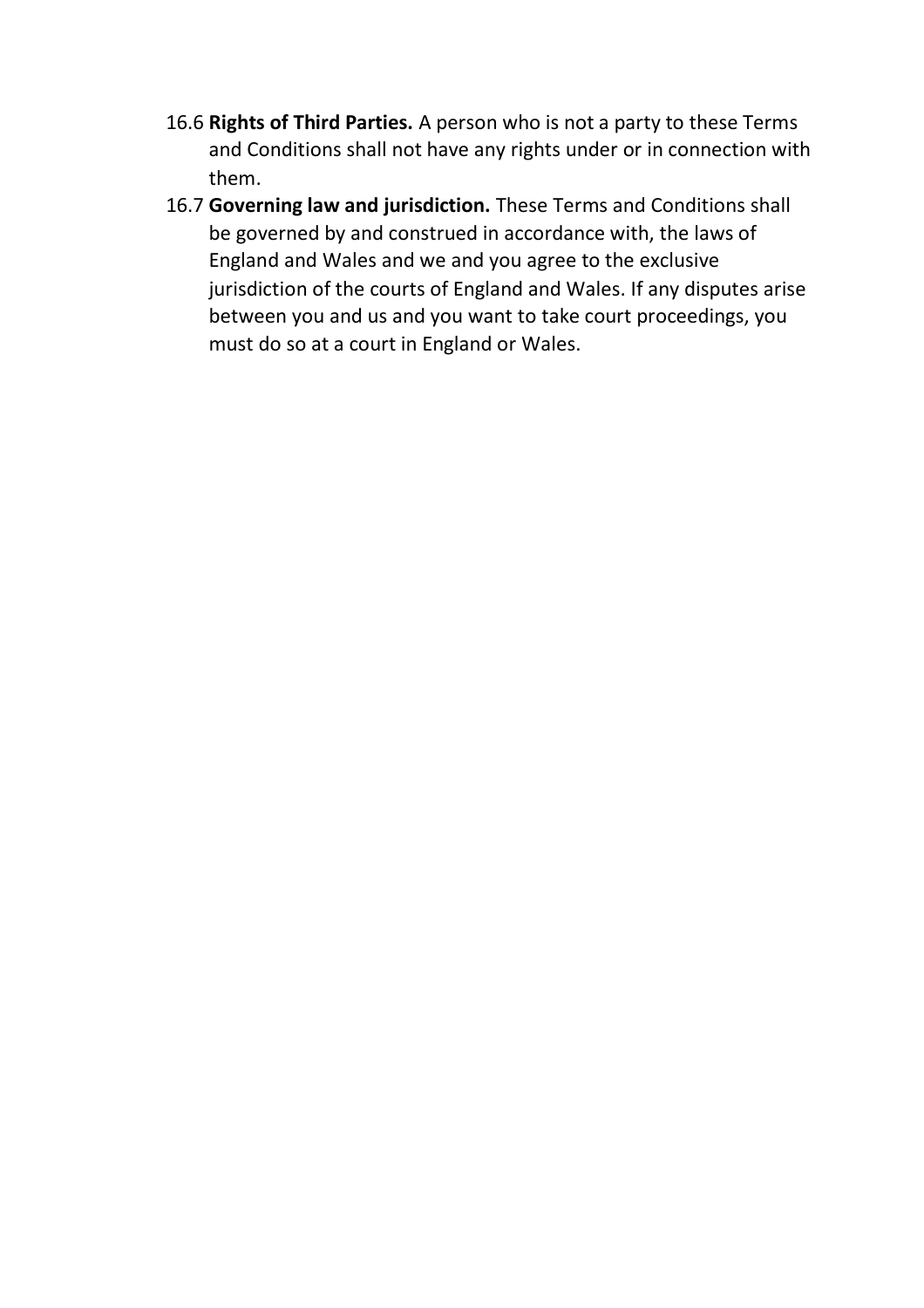16.6 **Rights of Third Parties.** A person who is not a party to these Terms and Conditions shall not have any rights under or in connection with them.

16.7 **Governing law and jurisdiction.** These Terms and Conditions shall be governed by and construed in accordance with, the laws of England and Wales and we and you agree to the exclusive jurisdiction of the courts of England and Wales. If any disputes arise between you and us and you want to take court proceedings, you must do so at a court in England or Wales.